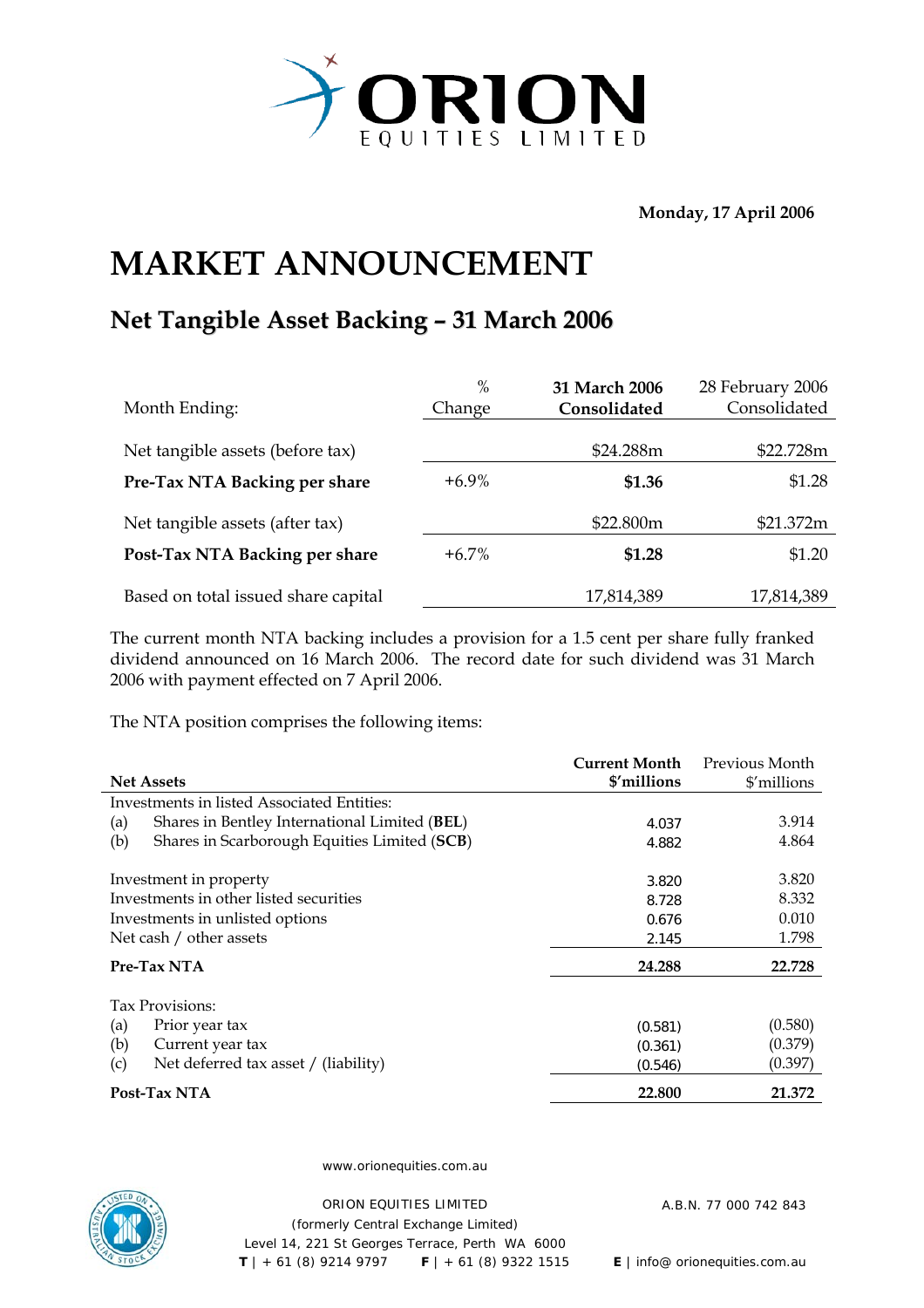ORION EQUITIES LIMITED

**Monday, 17 April 2006**

# MARKET ANNOUNCEMENT

## Net Tangible Asset Backing – 31 March 2006

| Month Ending: | % Change | **31 March 2006 Consolidated** | 28 February 2006 Consolidated |
|---|---|---|---|
| Net tangible assets (before tax) | | $24.288m | $22.728m |
| **Pre-Tax NTA Backing per share** | +6.9% | **$1.36** | $1.28 |
| Net tangible assets (after tax) | | $22.800m | $21.372m |
| **Post-Tax NTA Backing per share** | +6.7% | **$1.28** | $1.20 |
| Based on total issued share capital | | 17,814,389 | 17,814,389 |

The current month NTA backing includes a provision for a 1.5 cent per share fully franked dividend announced on 16 March 2006. The record date for such dividend was 31 March 2006 with payment effected on 7 April 2006.

The NTA position comprises the following items:

| **Net Assets** | **Current Month $'millions** | Previous Month $'millions |
|---|---|---|
| Investments in listed Associated Entities: | | |
| (a) Shares in Bentley International Limited (**BEL**) | 4.037 | 3.914 |
| (b) Shares in Scarborough Equities Limited (**SCB**) | 4.882 | 4.864 |
| Investment in property | 3.820 | 3.820 |
| Investments in other listed securities | 8.728 | 8.332 |
| Investments in unlisted options | 0.676 | 0.010 |
| Net cash / other assets | 2.145 | 1.798 |
| **Pre-Tax NTA** | **24.288** | **22.728** |
| Tax Provisions: | | |
| (a) Prior year tax | (0.581) | (0.580) |
| (b) Current year tax | (0.361) | (0.379) |
| (c) Net deferred tax asset / (liability) | (0.546) | (0.397) |
| **Post-Tax NTA** | **22.800** | **21.372** |

www.orionequities.com.au

ORION EQUITIES LIMITED
(formerly Central Exchange Limited)
Level 14, 221 St Georges Terrace, Perth WA 6000
**T** | + 61 (8) 9214 9797 **F** | + 61 (8) 9322 1515

A.B.N. 77 000 742 843

**E** | info@ orionequities.com.au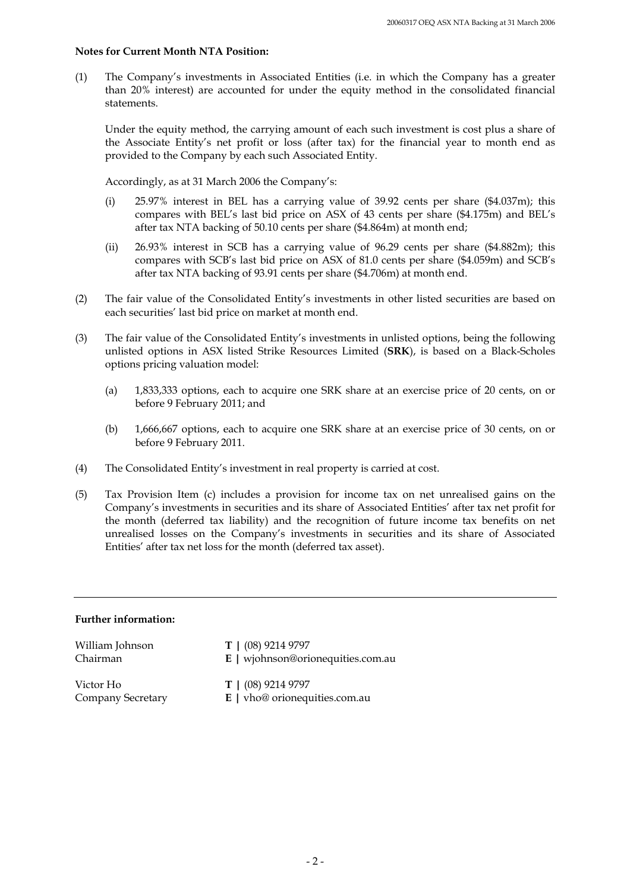**Notes for Current Month NTA Position:**

(1) The Company's investments in Associated Entities (i.e. in which the Company has a greater than 20% interest) are accounted for under the equity method in the consolidated financial statements.

Under the equity method, the carrying amount of each such investment is cost plus a share of the Associate Entity's net profit or loss (after tax) for the financial year to month end as provided to the Company by each such Associated Entity.

Accordingly, as at 31 March 2006 the Company's:

(i) 25.97% interest in BEL has a carrying value of 39.92 cents per share ($4.037m); this compares with BEL's last bid price on ASX of 43 cents per share ($4.175m) and BEL's after tax NTA backing of 50.10 cents per share ($4.864m) at month end;

(ii) 26.93% interest in SCB has a carrying value of 96.29 cents per share ($4.882m); this compares with SCB's last bid price on ASX of 81.0 cents per share ($4.059m) and SCB's after tax NTA backing of 93.91 cents per share ($4.706m) at month end.

(2) The fair value of the Consolidated Entity's investments in other listed securities are based on each securities' last bid price on market at month end.

(3) The fair value of the Consolidated Entity's investments in unlisted options, being the following unlisted options in ASX listed Strike Resources Limited (**SRK**), is based on a Black-Scholes options pricing valuation model:

(a) 1,833,333 options, each to acquire one SRK share at an exercise price of 20 cents, on or before 9 February 2011; and

(b) 1,666,667 options, each to acquire one SRK share at an exercise price of 30 cents, on or before 9 February 2011.

(4) The Consolidated Entity's investment in real property is carried at cost.

(5) Tax Provision Item (c) includes a provision for income tax on net unrealised gains on the Company's investments in securities and its share of Associated Entities' after tax net profit for the month (deferred tax liability) and the recognition of future income tax benefits on net unrealised losses on the Company's investments in securities and its share of Associated Entities' after tax net loss for the month (deferred tax asset).

---

**Further information:**

William Johnson  
Chairman  
**T |** (08) 9214 9797  
**E |** wjohnson@orionequities.com.au

Victor Ho  
Company Secretary  
**T |** (08) 9214 9797  
**E |** vho@ orionequities.com.au